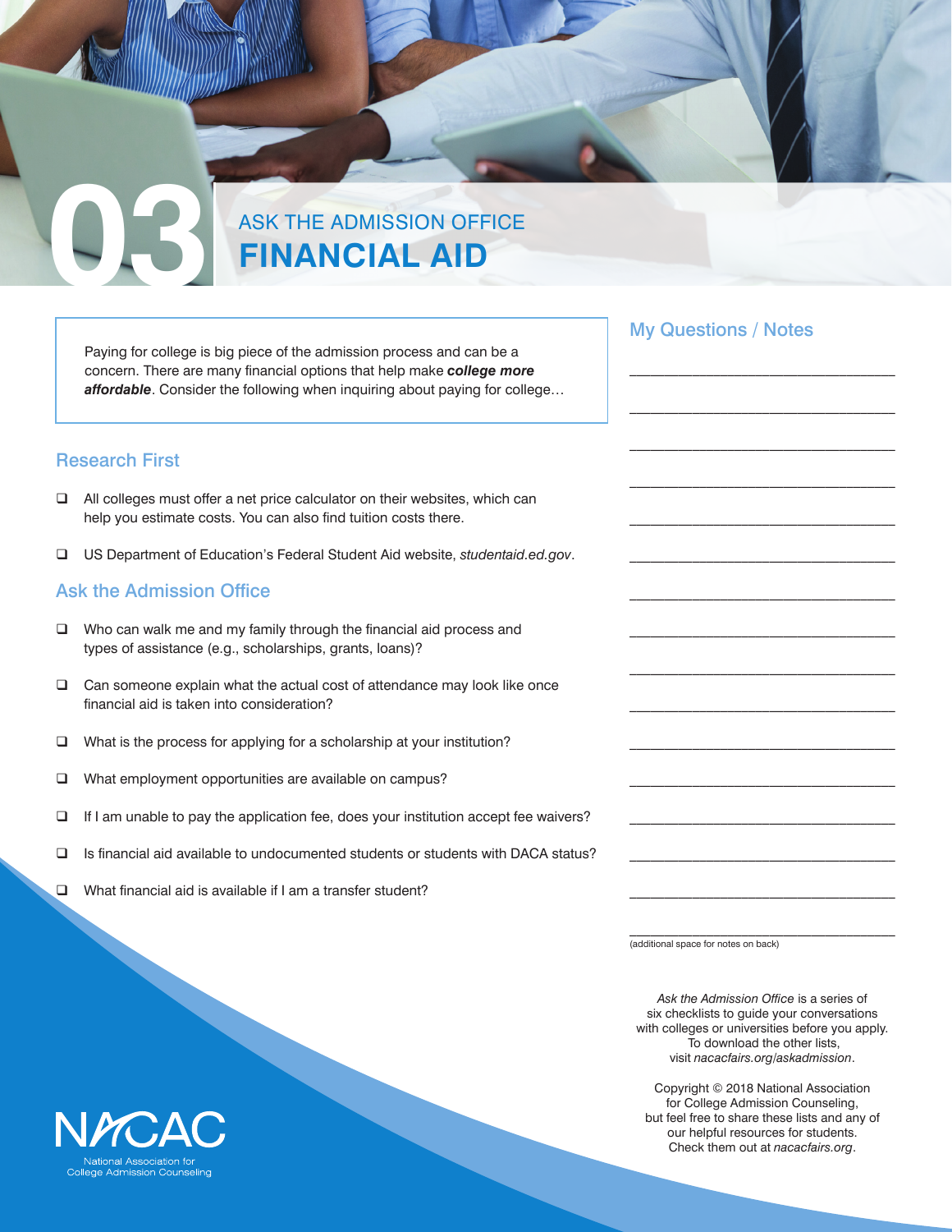# 03 ASK THE ADMISSION OFFICE

# FINANCIAL AID

Paying for college is big piece of the admission process and can be a concern. There are many financial options that help make ***college more affordable***. Consider the following when inquiring about paying for college…

## Research First

- ❑ All colleges must offer a net price calculator on their websites, which can help you estimate costs. You can also find tuition costs there.
- ❑ US Department of Education's Federal Student Aid website, *studentaid.ed.gov*.

## Ask the Admission Office

- ❑ Who can walk me and my family through the financial aid process and types of assistance (e.g., scholarships, grants, loans)?
- ❑ Can someone explain what the actual cost of attendance may look like once financial aid is taken into consideration?
- ❑ What is the process for applying for a scholarship at your institution?
- ❑ What employment opportunities are available on campus?
- ❑ If I am unable to pay the application fee, does your institution accept fee waivers?
- ❑ Is financial aid available to undocumented students or students with DACA status?
- ❑ What financial aid is available if I am a transfer student?

## My Questions / Notes

\_\_\_\_\_\_\_\_\_\_\_\_\_\_\_\_\_\_\_\_\_\_\_\_\_\_\_\_\_\_\_\_\_\_\_\_

\_\_\_\_\_\_\_\_\_\_\_\_\_\_\_\_\_\_\_\_\_\_\_\_\_\_\_\_\_\_\_\_\_\_\_\_

\_\_\_\_\_\_\_\_\_\_\_\_\_\_\_\_\_\_\_\_\_\_\_\_\_\_\_\_\_\_\_\_\_\_\_\_

\_\_\_\_\_\_\_\_\_\_\_\_\_\_\_\_\_\_\_\_\_\_\_\_\_\_\_\_\_\_\_\_\_\_\_\_

\_\_\_\_\_\_\_\_\_\_\_\_\_\_\_\_\_\_\_\_\_\_\_\_\_\_\_\_\_\_\_\_\_\_\_\_

\_\_\_\_\_\_\_\_\_\_\_\_\_\_\_\_\_\_\_\_\_\_\_\_\_\_\_\_\_\_\_\_\_\_\_\_

\_\_\_\_\_\_\_\_\_\_\_\_\_\_\_\_\_\_\_\_\_\_\_\_\_\_\_\_\_\_\_\_\_\_\_\_

\_\_\_\_\_\_\_\_\_\_\_\_\_\_\_\_\_\_\_\_\_\_\_\_\_\_\_\_\_\_\_\_\_\_\_\_

\_\_\_\_\_\_\_\_\_\_\_\_\_\_\_\_\_\_\_\_\_\_\_\_\_\_\_\_\_\_\_\_\_\_\_\_

\_\_\_\_\_\_\_\_\_\_\_\_\_\_\_\_\_\_\_\_\_\_\_\_\_\_\_\_\_\_\_\_\_\_\_\_

\_\_\_\_\_\_\_\_\_\_\_\_\_\_\_\_\_\_\_\_\_\_\_\_\_\_\_\_\_\_\_\_\_\_\_\_

\_\_\_\_\_\_\_\_\_\_\_\_\_\_\_\_\_\_\_\_\_\_\_\_\_\_\_\_\_\_\_\_\_\_\_\_

\_\_\_\_\_\_\_\_\_\_\_\_\_\_\_\_\_\_\_\_\_\_\_\_\_\_\_\_\_\_\_\_\_\_\_\_

\_\_\_\_\_\_\_\_\_\_\_\_\_\_\_\_\_\_\_\_\_\_\_\_\_\_\_\_\_\_\_\_\_\_\_\_

\_\_\_\_\_\_\_\_\_\_\_\_\_\_\_\_\_\_\_\_\_\_\_\_\_\_\_\_\_\_\_\_\_\_\_\_

\_\_\_\_\_\_\_\_\_\_\_\_\_\_\_\_\_\_\_\_\_\_\_\_\_\_\_\_\_\_\_\_\_\_\_\_

(additional space for notes on back)

*Ask the Admission Office* is a series of six checklists to guide your conversations with colleges or universities before you apply. To download the other lists, visit *nacacfairs.org/askadmission*.

Copyright © 2018 National Association for College Admission Counseling, but feel free to share these lists and any of our helpful resources for students. Check them out at *nacacfairs.org*.

NACAC
National Association for College Admission Counseling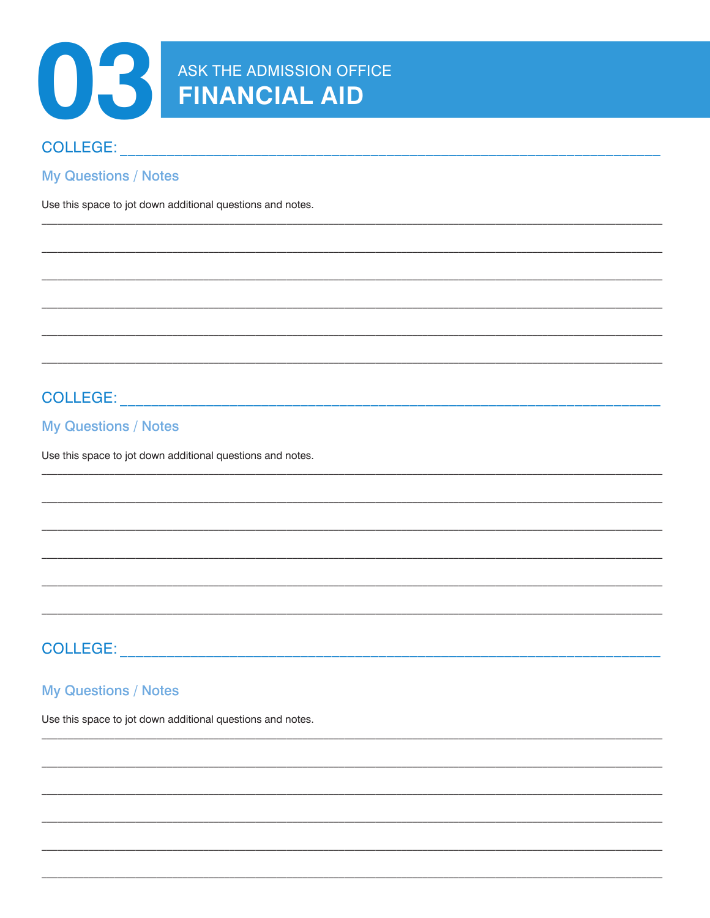# 03 ASK THE ADMISSION OFFICE FINANCIAL AID

COLLEGE: ______________________________________________

## My Questions / Notes

Use this space to jot down additional questions and notes.

______________________________________________

______________________________________________

______________________________________________

______________________________________________

______________________________________________

______________________________________________

COLLEGE: ______________________________________________

## My Questions / Notes

Use this space to jot down additional questions and notes.

______________________________________________

______________________________________________

______________________________________________

______________________________________________

______________________________________________

______________________________________________

COLLEGE: ______________________________________________

## My Questions / Notes

Use this space to jot down additional questions and notes.

______________________________________________

______________________________________________

______________________________________________

______________________________________________

______________________________________________

______________________________________________